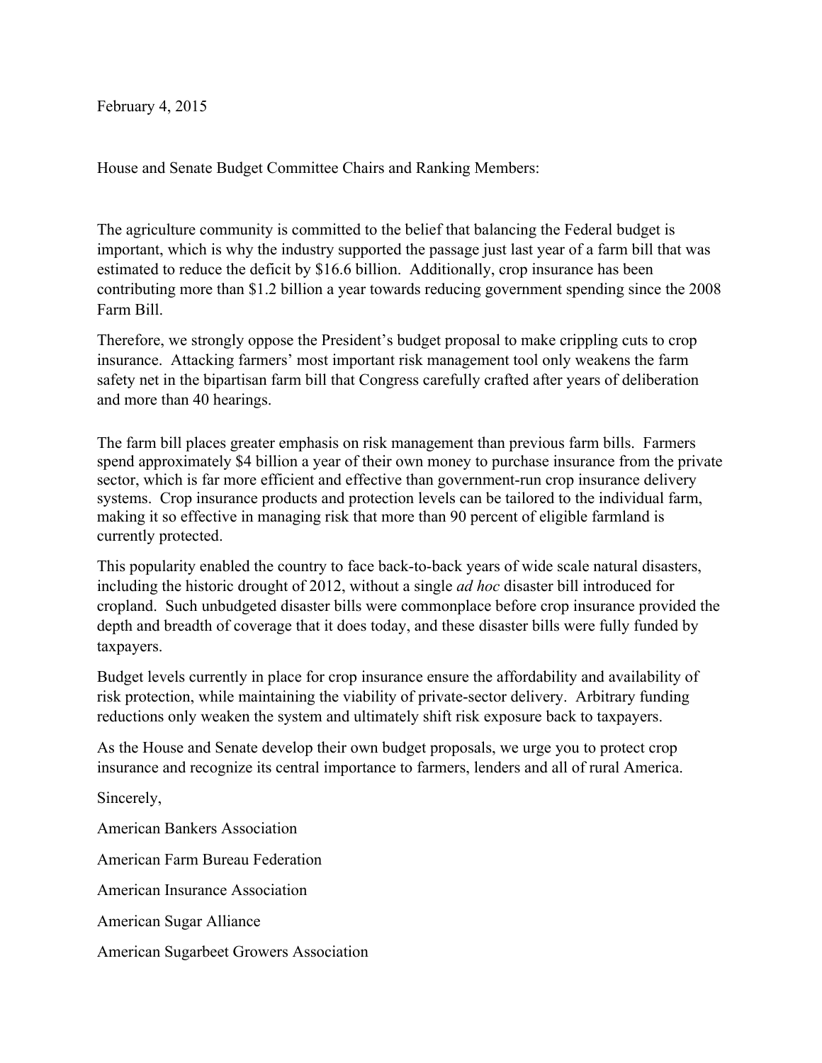February 4, 2015

House and Senate Budget Committee Chairs and Ranking Members:

The agriculture community is committed to the belief that balancing the Federal budget is important, which is why the industry supported the passage just last year of a farm bill that was estimated to reduce the deficit by $16.6 billion. Additionally, crop insurance has been contributing more than $1.2 billion a year towards reducing government spending since the 2008 Farm Bill.

Therefore, we strongly oppose the President's budget proposal to make crippling cuts to crop insurance. Attacking farmers' most important risk management tool only weakens the farm safety net in the bipartisan farm bill that Congress carefully crafted after years of deliberation and more than 40 hearings.

The farm bill places greater emphasis on risk management than previous farm bills. Farmers spend approximately $4 billion a year of their own money to purchase insurance from the private sector, which is far more efficient and effective than government-run crop insurance delivery systems. Crop insurance products and protection levels can be tailored to the individual farm, making it so effective in managing risk that more than 90 percent of eligible farmland is currently protected.

This popularity enabled the country to face back-to-back years of wide scale natural disasters, including the historic drought of 2012, without a single *ad hoc* disaster bill introduced for cropland. Such unbudgeted disaster bills were commonplace before crop insurance provided the depth and breadth of coverage that it does today, and these disaster bills were fully funded by taxpayers.

Budget levels currently in place for crop insurance ensure the affordability and availability of risk protection, while maintaining the viability of private-sector delivery. Arbitrary funding reductions only weaken the system and ultimately shift risk exposure back to taxpayers.

As the House and Senate develop their own budget proposals, we urge you to protect crop insurance and recognize its central importance to farmers, lenders and all of rural America.

Sincerely,

American Bankers Association

American Farm Bureau Federation

American Insurance Association

American Sugar Alliance

American Sugarbeet Growers Association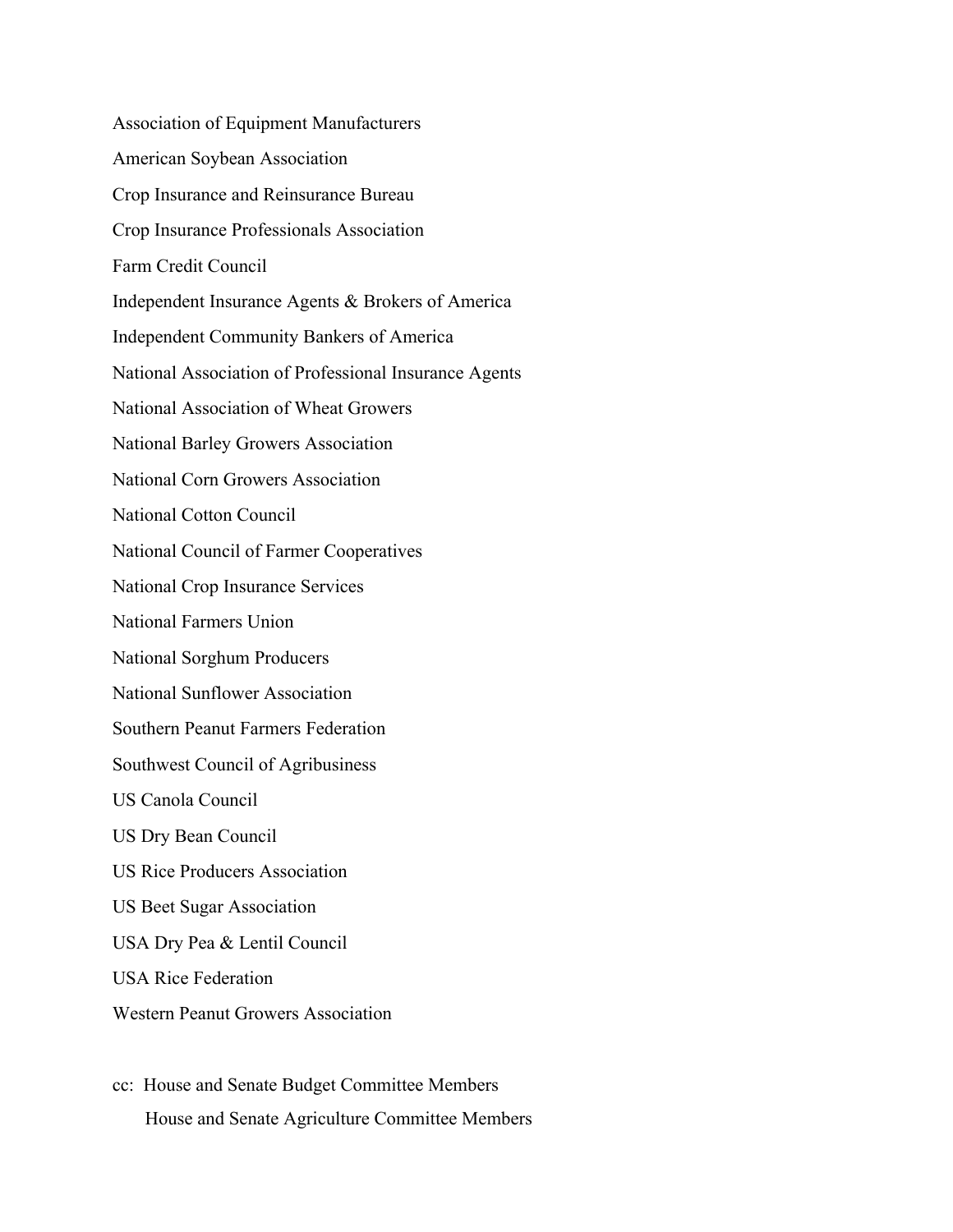Association of Equipment Manufacturers

American Soybean Association

Crop Insurance and Reinsurance Bureau

Crop Insurance Professionals Association

Farm Credit Council

Independent Insurance Agents & Brokers of America

Independent Community Bankers of America

National Association of Professional Insurance Agents

National Association of Wheat Growers

National Barley Growers Association

National Corn Growers Association

National Cotton Council

National Council of Farmer Cooperatives

National Crop Insurance Services

National Farmers Union

National Sorghum Producers

National Sunflower Association

Southern Peanut Farmers Federation

Southwest Council of Agribusiness

US Canola Council

US Dry Bean Council

US Rice Producers Association

US Beet Sugar Association

USA Dry Pea & Lentil Council

USA Rice Federation

Western Peanut Growers Association

cc: House and Senate Budget Committee Members
House and Senate Agriculture Committee Members